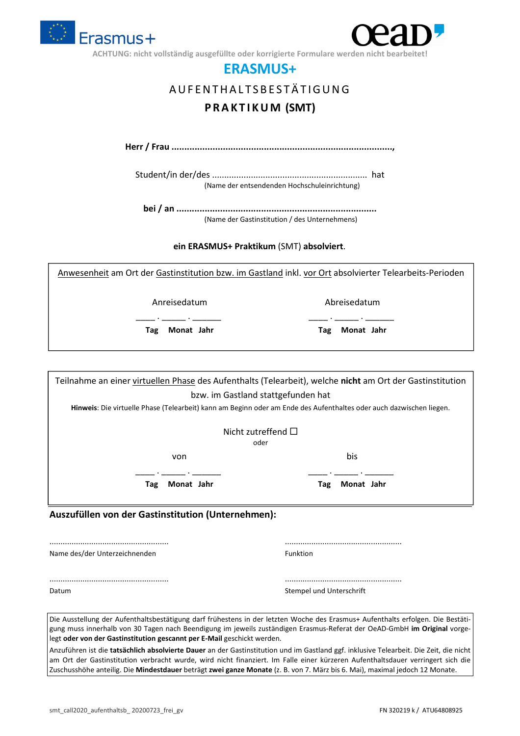Erasmus+

oeaD

ACHTUNG: nicht vollständig ausgefüllte oder korrigierte Formulare werden nicht bearbeitet!

# ERASMUS+

## AUFENTHALTSBESTÄTIGUNG

## PRAKTIKUM (SMT)

**Herr / Frau ..................................................................................,**

Student/in der/des ................................................................ hat
(Name der entsendenden Hochschuleinrichtung)

**bei / an ...........................................................................**
(Name der Gastinstitution / des Unternehmens)

**ein ERASMUS+ Praktikum** (SMT) **absolviert**.

---

Anwesenheit am Ort der Gastinstitution bzw. im Gastland inkl. vor Ort absolvierter Telearbeits-Perioden

| Anreisedatum | Abreisedatum |
|---|---|
| ____ . _____ . ______ | ____ . _____ . ______ |
| **Tag Monat Jahr** | **Tag Monat Jahr** |

---

Teilnahme an einer virtuellen Phase des Aufenthalts (Telearbeit), welche **nicht** am Ort der Gastinstitution bzw. im Gastland stattgefunden hat

**Hinweis**: Die virtuelle Phase (Telearbeit) kann am Beginn oder am Ende des Aufenthaltes oder auch dazwischen liegen.

Nicht zutreffend ☐

oder

| von | bis |
|---|---|
| ____ . _____ . ______ | ____ . _____ . ______ |
| **Tag Monat Jahr** | **Tag Monat Jahr** |

---

### Auszufüllen von der Gastinstitution (Unternehmen):

| | |
|---|---|
| ..................................................... | ..................................................... |
| Name des/der Unterzeichnenden | Funktion |
| ..................................................... | ..................................................... |
| Datum | Stempel und Unterschrift |

Die Ausstellung der Aufenthaltsbestätigung darf frühestens in der letzten Woche des Erasmus+ Aufenthalts erfolgen. Die Bestätigung muss innerhalb von 30 Tagen nach Beendigung im jeweils zuständigen Erasmus-Referat der OeAD-GmbH **im Original** vorgelegt **oder von der Gastinstitution gescannt per E-Mail** geschickt werden.

Anzuführen ist die **tatsächlich absolvierte Dauer** an der Gastinstitution und im Gastland ggf. inklusive Telearbeit. Die Zeit, die nicht am Ort der Gastinstitution verbracht wurde, wird nicht finanziert. Im Falle einer kürzeren Aufenthaltsdauer verringert sich die Zuschusshöhe anteilig. Die **Mindestdauer** beträgt **zwei ganze Monate** (z. B. von 7. März bis 6. Mai), maximal jedoch 12 Monate.

smt_call2020_aufenthaltsb_ 20200723_frei_gv FN 320219 k / ATU64808925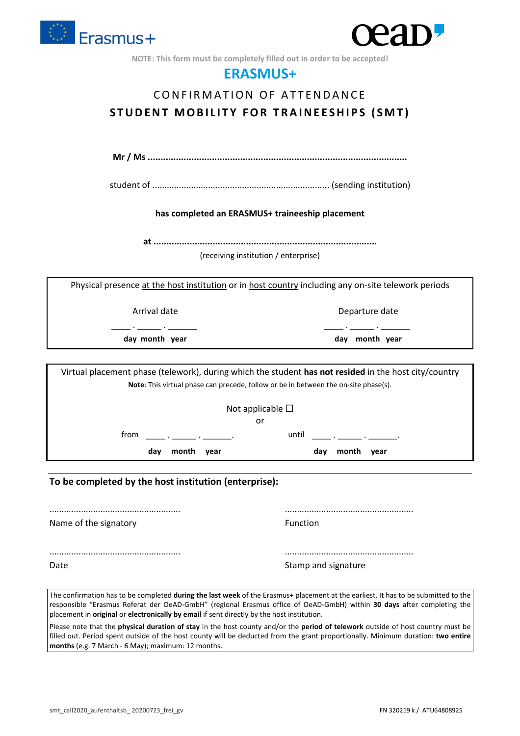NOTE: This form must be completely filled out in order to be accepted!

# ERASMUS+

## CONFIRMATION OF ATTENDANCE

## STUDENT MOBILITY FOR TRAINEESHIPS (SMT)

**Mr / Ms ....................................................................................................**

student of ....................................................................... (sending institution)

**has completed an ERASMUS+ traineeship placement**

**at .....................................................................................**

(receiving institution / enterprise)

Physical presence <u>at the host institution</u> or in <u>host country</u> including any on-site telework periods

| Arrival date | Departure date |
|---|---|
| ____ . _____ . ______ | ____ . _____ . ______ |
| **day month year** | **day month year** |

Virtual placement phase (telework), during which the student **has not resided** in the host city/country

**Note**: This virtual phase can precede, follow or be in between the on-site phase(s).

Not applicable ☐

or

from ____ . _____ . ______. until ____ . _____ . ______.

**day month year** **day month year**

### To be completed by the host institution (enterprise):

..................................................... Name of the signatory

..................................................... Function

..................................................... Date

..................................................... Stamp and signature

The confirmation has to be completed **during the last week** of the Erasmus+ placement at the earliest. It has to be submitted to the responsible "Erasmus Referat der OeAD-GmbH" (regional Erasmus office of OeAD-GmbH) within **30 days** after completing the placement in **original** or **electronically by email** if sent <u>directly</u> by the host institution.

Please note that the **physical duration of stay** in the host county and/or the **period of telework** outside of host country must be filled out. Period spent outside of the host county will be deducted from the grant proportionally. Minimum duration: **two entire months** (e.g. 7 March - 6 May); maximum: 12 months.

smt_call2020_aufenthaltsb_ 20200723_frei_gv

FN 320219 k / ATU64808925